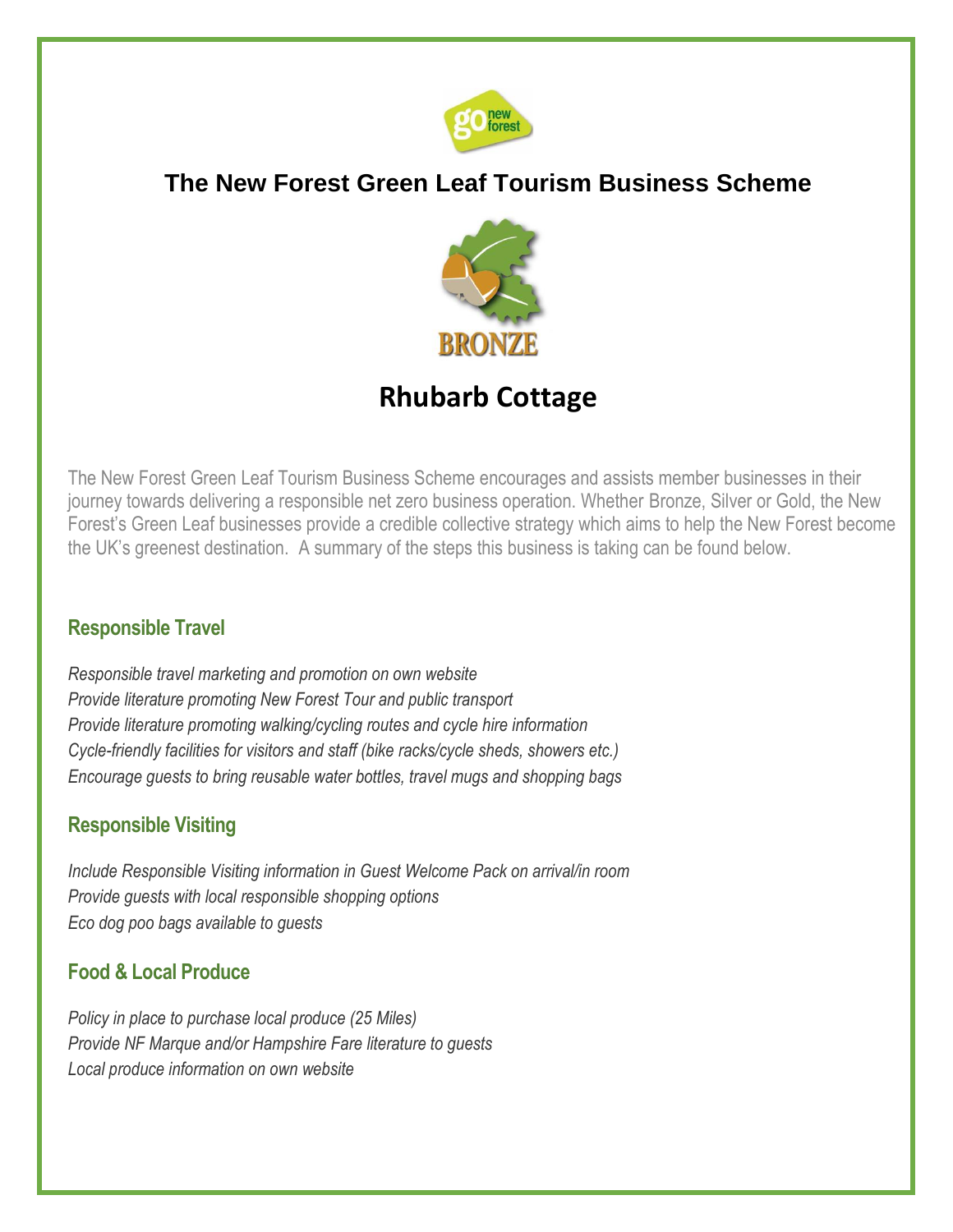# The New Forest Green Leaf Tourism Business Scheme

BRONZE

## Rhubarb Cottage

The New Forest Green Leaf Tourism Business Scheme encourages and assists member businesses in their journey towards delivering a responsible net zero business operation. Whether Bronze, Silver or Gold, the New Forest's Green Leaf businesses provide a credible collective strategy which aims to help the New Forest become the UK's greenest destination. A summary of the steps this business is taking can be found below.

### Responsible Travel

*Responsible travel marketing and promotion on own website*
*Provide literature promoting New Forest Tour and public transport*
*Provide literature promoting walking/cycling routes and cycle hire information*
*Cycle-friendly facilities for visitors and staff (bike racks/cycle sheds, showers etc.)*
*Encourage guests to bring reusable water bottles, travel mugs and shopping bags*

### Responsible Visiting

*Include Responsible Visiting information in Guest Welcome Pack on arrival/in room*
*Provide guests with local responsible shopping options*
*Eco dog poo bags available to guests*

### Food & Local Produce

*Policy in place to purchase local produce (25 Miles)*
*Provide NF Marque and/or Hampshire Fare literature to guests*
*Local produce information on own website*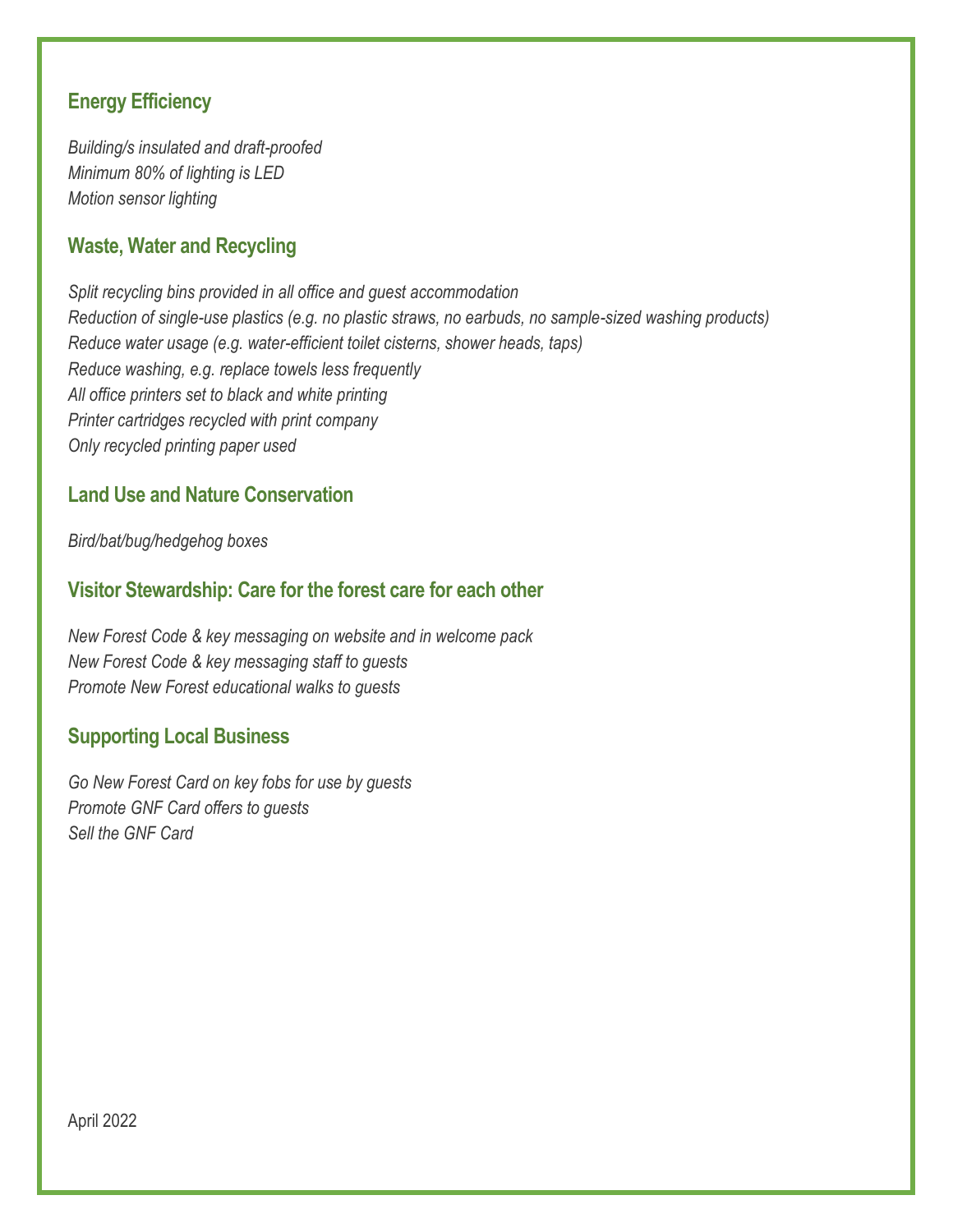## Energy Efficiency

*Building/s insulated and draft-proofed*
*Minimum 80% of lighting is LED*
*Motion sensor lighting*

## Waste, Water and Recycling

*Split recycling bins provided in all office and guest accommodation*
*Reduction of single-use plastics (e.g. no plastic straws, no earbuds, no sample-sized washing products)*
*Reduce water usage (e.g. water-efficient toilet cisterns, shower heads, taps)*
*Reduce washing, e.g. replace towels less frequently*
*All office printers set to black and white printing*
*Printer cartridges recycled with print company*
*Only recycled printing paper used*

## Land Use and Nature Conservation

*Bird/bat/bug/hedgehog boxes*

## Visitor Stewardship: Care for the forest care for each other

*New Forest Code & key messaging on website and in welcome pack*
*New Forest Code & key messaging staff to guests*
*Promote New Forest educational walks to guests*

## Supporting Local Business

*Go New Forest Card on key fobs for use by guests*
*Promote GNF Card offers to guests*
*Sell the GNF Card*

April 2022